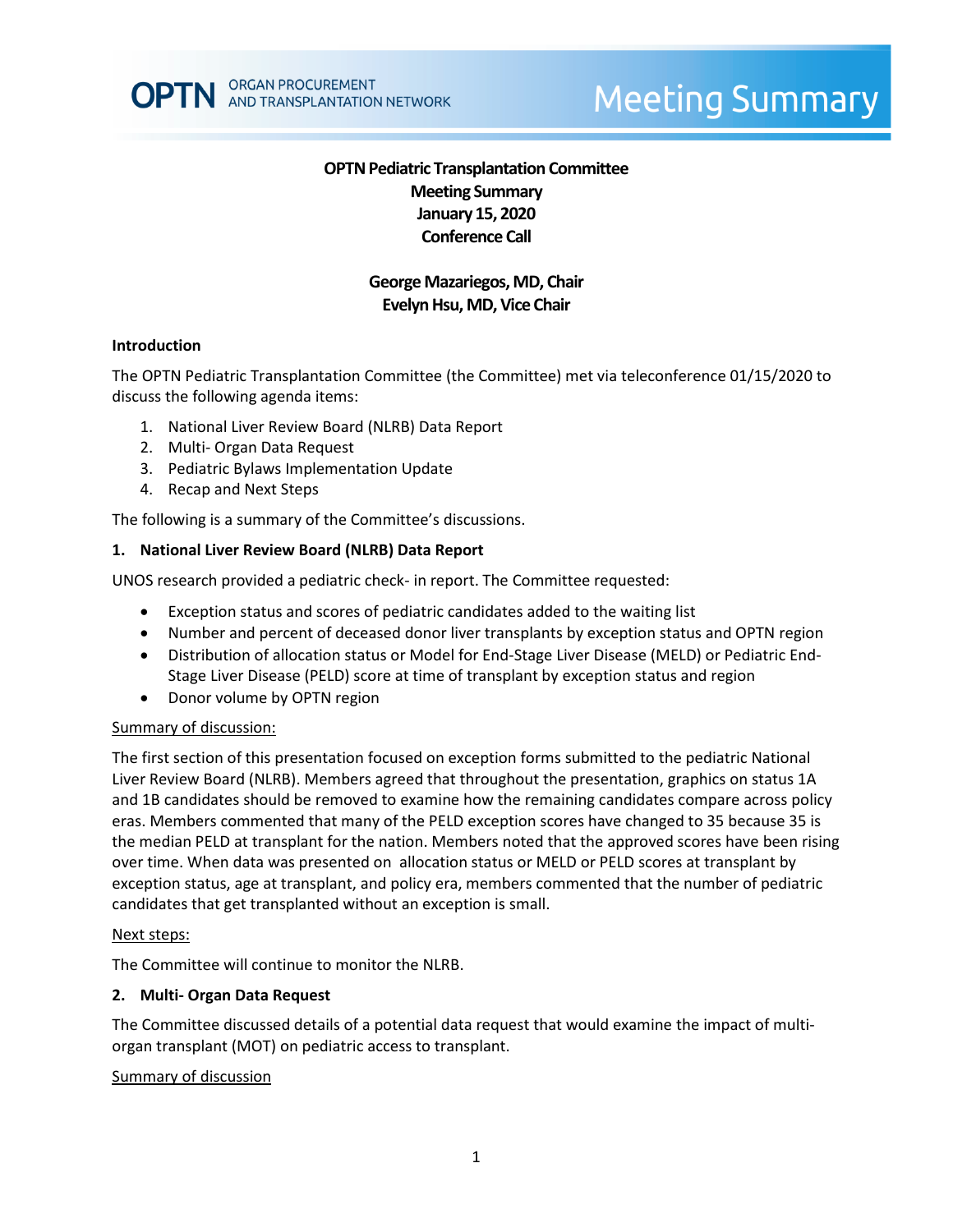# OPTN Pediatric Transplantation Committee
## Meeting Summary
## January 15, 2020
## Conference Call

**George Mazariegos, MD, Chair**
**Evelyn Hsu, MD, Vice Chair**

### Introduction

The OPTN Pediatric Transplantation Committee (the Committee) met via teleconference 01/15/2020 to discuss the following agenda items:

1. National Liver Review Board (NLRB) Data Report
2. Multi- Organ Data Request
3. Pediatric Bylaws Implementation Update
4. Recap and Next Steps

The following is a summary of the Committee's discussions.

### 1. National Liver Review Board (NLRB) Data Report

UNOS research provided a pediatric check- in report. The Committee requested:

- Exception status and scores of pediatric candidates added to the waiting list
- Number and percent of deceased donor liver transplants by exception status and OPTN region
- Distribution of allocation status or Model for End-Stage Liver Disease (MELD) or Pediatric End-Stage Liver Disease (PELD) score at time of transplant by exception status and region
- Donor volume by OPTN region

Summary of discussion:

The first section of this presentation focused on exception forms submitted to the pediatric National Liver Review Board (NLRB). Members agreed that throughout the presentation, graphics on status 1A and 1B candidates should be removed to examine how the remaining candidates compare across policy eras. Members commented that many of the PELD exception scores have changed to 35 because 35 is the median PELD at transplant for the nation. Members noted that the approved scores have been rising over time. When data was presented on allocation status or MELD or PELD scores at transplant by exception status, age at transplant, and policy era, members commented that the number of pediatric candidates that get transplanted without an exception is small.

Next steps:

The Committee will continue to monitor the NLRB.

### 2. Multi- Organ Data Request

The Committee discussed details of a potential data request that would examine the impact of multi-organ transplant (MOT) on pediatric access to transplant.

Summary of discussion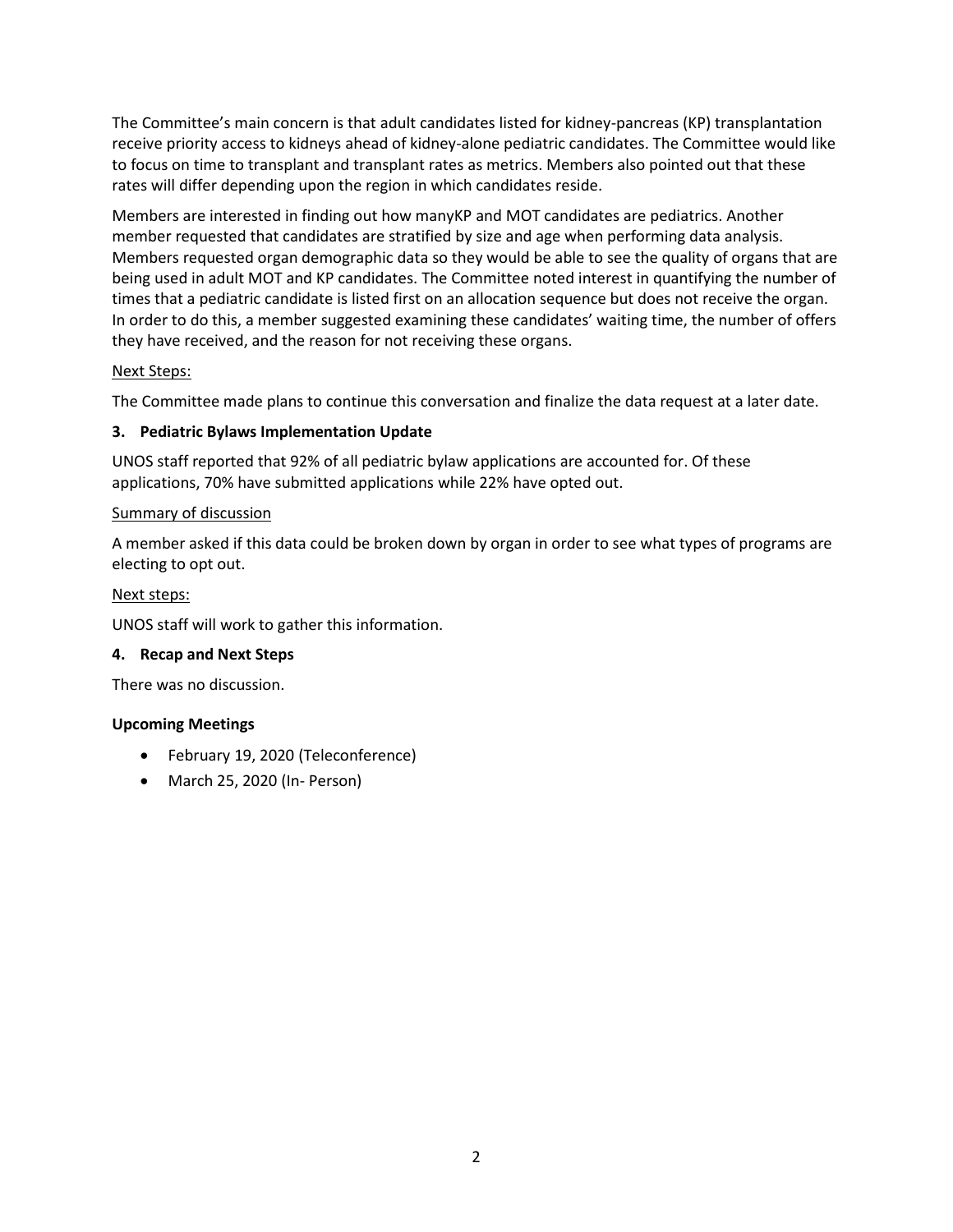The Committee's main concern is that adult candidates listed for kidney-pancreas (KP) transplantation receive priority access to kidneys ahead of kidney-alone pediatric candidates. The Committee would like to focus on time to transplant and transplant rates as metrics. Members also pointed out that these rates will differ depending upon the region in which candidates reside.

Members are interested in finding out how manyKP and MOT candidates are pediatrics. Another member requested that candidates are stratified by size and age when performing data analysis. Members requested organ demographic data so they would be able to see the quality of organs that are being used in adult MOT and KP candidates. The Committee noted interest in quantifying the number of times that a pediatric candidate is listed first on an allocation sequence but does not receive the organ. In order to do this, a member suggested examining these candidates' waiting time, the number of offers they have received, and the reason for not receiving these organs.

Next Steps:

The Committee made plans to continue this conversation and finalize the data request at a later date.

**3. Pediatric Bylaws Implementation Update**

UNOS staff reported that 92% of all pediatric bylaw applications are accounted for. Of these applications, 70% have submitted applications while 22% have opted out.

Summary of discussion

A member asked if this data could be broken down by organ in order to see what types of programs are electing to opt out.

Next steps:

UNOS staff will work to gather this information.

**4. Recap and Next Steps**

There was no discussion.

**Upcoming Meetings**

- February 19, 2020 (Teleconference)
- March 25, 2020 (In- Person)